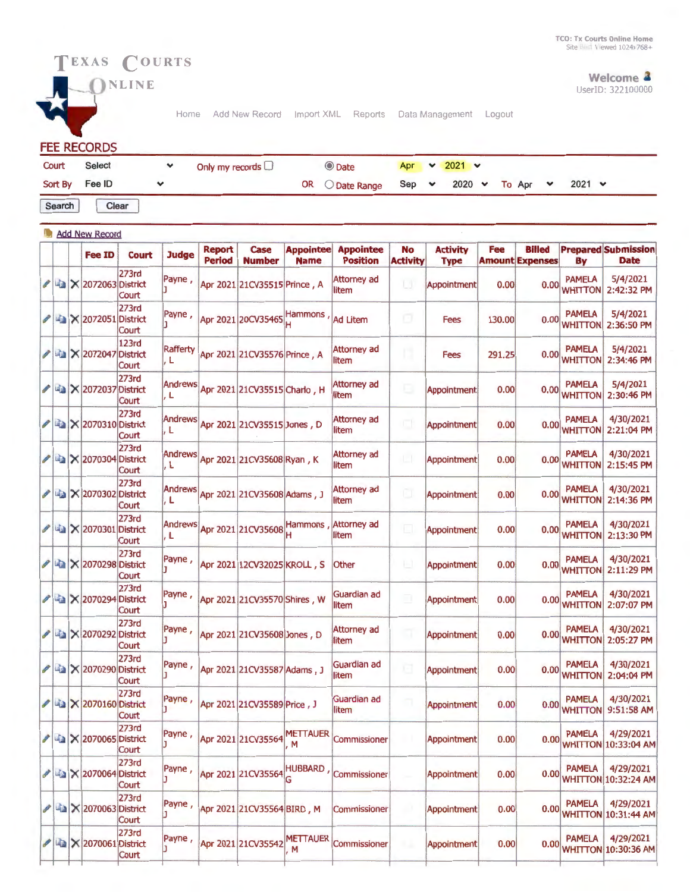TCO: Tx Courts Online Home
Site Best Viewed 1024x768+

# TEXAS COURTS ONLINE

Welcome
UserID: 322100000

Home Add New Record Import XML Reports Data Management Logout

## FEE RECORDS

Court: Select | Only my records ☐ | ◉ Date: Apr 2021
Sort By: Fee ID | OR ◯ Date Range: Sep 2020 To Apr 2021

Search | Clear

Add New Record

| | | | Fee ID | Court | Judge | Report Period | Case Number | Appointee Name | Appointee Position | No Activity | Activity Type | Fee Amount | Billed Expenses | Prepared By | Submission Date |
|---|---|---|---|---|---|---|---|---|---|---|---|---|---|---|---|
| | | X | 2072063 | 273rd District Court | Payne , J | Apr 2021 | 21CV35515 | Prince , A | Attorney ad litem | ☐ | Appointment | 0.00 | 0.00 | PAMELA WHITTON | 5/4/2021 2:42:32 PM |
| | | X | 2072051 | 273rd District Court | Payne , J | Apr 2021 | 20CV35465 | Hammons , H | Ad Litem | ☐ | Fees | 130.00 | 0.00 | PAMELA WHITTON | 5/4/2021 2:36:50 PM |
| | | X | 2072047 | 123rd District Court | Rafferty , L | Apr 2021 | 21CV35576 | Prince , A | Attorney ad litem | ☐ | Fees | 291.25 | 0.00 | PAMELA WHITTON | 5/4/2021 2:34:46 PM |
| | | X | 2072037 | 273rd District Court | Andrews , L | Apr 2021 | 21CV35515 | Charlo , H | Attorney ad litem | ☐ | Appointment | 0.00 | 0.00 | PAMELA WHITTON | 5/4/2021 2:30:46 PM |
| | | X | 2070310 | 273rd District Court | Andrews , L | Apr 2021 | 21CV35515 | Jones , D | Attorney ad litem | ☐ | Appointment | 0.00 | 0.00 | PAMELA WHITTON | 4/30/2021 2:21:04 PM |
| | | X | 2070304 | 273rd District Court | Andrews , L | Apr 2021 | 21CV35608 | Ryan , K | Attorney ad litem | ☐ | Appointment | 0.00 | 0.00 | PAMELA WHITTON | 4/30/2021 2:15:45 PM |
| | | X | 2070302 | 273rd District Court | Andrews , L | Apr 2021 | 21CV35608 | Adams , J | Attorney ad litem | ☐ | Appointment | 0.00 | 0.00 | PAMELA WHITTON | 4/30/2021 2:14:36 PM |
| | | X | 2070301 | 273rd District Court | Andrews , L | Apr 2021 | 21CV35608 | Hammons , H | Attorney ad litem | ☐ | Appointment | 0.00 | 0.00 | PAMELA WHITTON | 4/30/2021 2:13:30 PM |
| | | X | 2070298 | 273rd District Court | Payne , J | Apr 2021 | 12CV32025 | KROLL , S | Other | ☐ | Appointment | 0.00 | 0.00 | PAMELA WHITTON | 4/30/2021 2:11:29 PM |
| | | X | 2070294 | 273rd District Court | Payne , J | Apr 2021 | 21CV35570 | Shires , W | Guardian ad litem | ☐ | Appointment | 0.00 | 0.00 | PAMELA WHITTON | 4/30/2021 2:07:07 PM |
| | | X | 2070292 | 273rd District Court | Payne , J | Apr 2021 | 21CV35608 | Jones , D | Attorney ad litem | ☐ | Appointment | 0.00 | 0.00 | PAMELA WHITTON | 4/30/2021 2:05:27 PM |
| | | X | 2070290 | 273rd District Court | Payne , J | Apr 2021 | 21CV35587 | Adams , J | Guardian ad litem | ☐ | Appointment | 0.00 | 0.00 | PAMELA WHITTON | 4/30/2021 2:04:04 PM |
| | | X | 2070160 | 273rd District Court | Payne , J | Apr 2021 | 21CV35589 | Price , J | Guardian ad litem | ☐ | Appointment | 0.00 | 0.00 | PAMELA WHITTON | 4/30/2021 9:51:58 AM |
| | | X | 2070065 | 273rd District Court | Payne , J | Apr 2021 | 21CV35564 | METTAUER , M | Commissioner | ☐ | Appointment | 0.00 | 0.00 | PAMELA WHITTON | 4/29/2021 10:33:04 AM |
| | | X | 2070064 | 273rd District Court | Payne , J | Apr 2021 | 21CV35564 | HUBBARD , G | Commissioner | ☐ | Appointment | 0.00 | 0.00 | PAMELA WHITTON | 4/29/2021 10:32:24 AM |
| | | X | 2070063 | 273rd District Court | Payne , J | Apr 2021 | 21CV35564 | BIRD , M | Commissioner | ☐ | Appointment | 0.00 | 0.00 | PAMELA WHITTON | 4/29/2021 10:31:44 AM |
| | | X | 2070061 | 273rd District Court | Payne , J | Apr 2021 | 21CV35542 | METTAUER , M | Commissioner | ☐ | Appointment | 0.00 | 0.00 | PAMELA WHITTON | 4/29/2021 10:30:36 AM |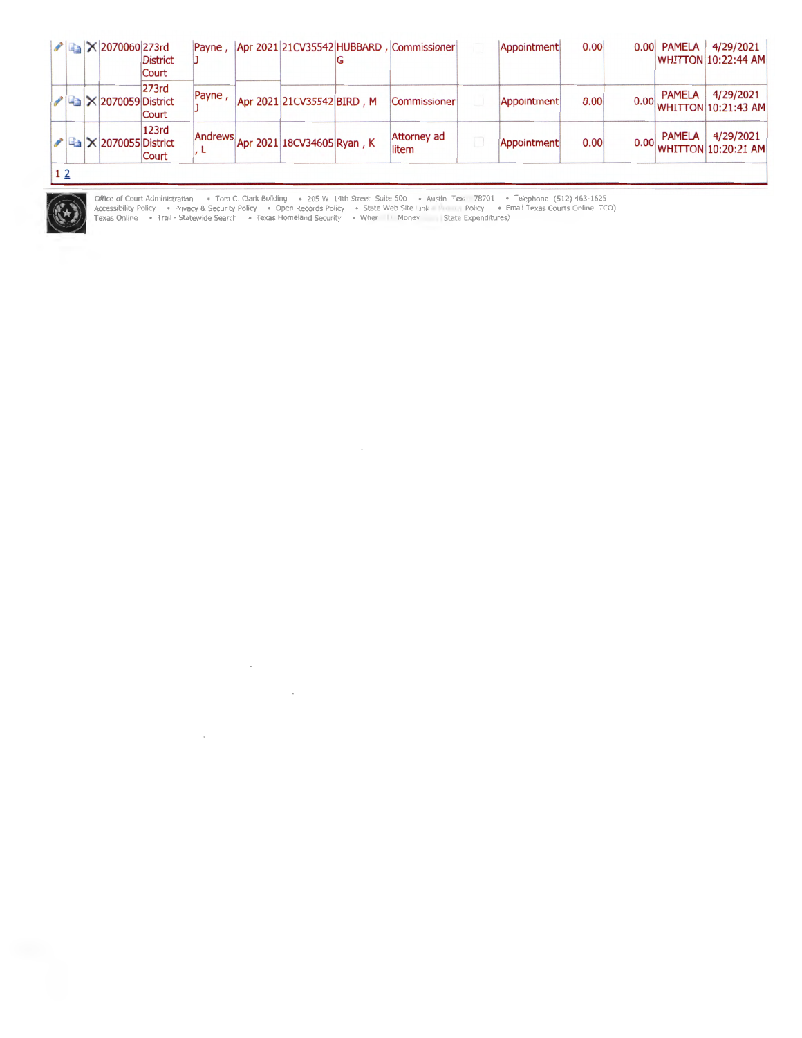| | | | | | | | | | | | | | | |
|---|---|---|---|---|---|---|---|---|---|---|---|---|---|---|
| | | | 2070060 | 273rd District Court | Payne , J | Apr 2021 | 21CV35542 | HUBBARD , G | Commissioner | | Appointment | 0.00 | 0.00 | PAMELA WHITTON | 4/29/2021 10:22:44 AM |
| | | | 2070059 | 273rd District Court | Payne , J | Apr 2021 | 21CV35542 | BIRD , M | Commissioner | | Appointment | 0.00 | 0.00 | PAMELA WHITTON | 4/29/2021 10:21:43 AM |
| | | | 2070055 | 123rd District Court | Andrews , L | Apr 2021 | 18CV34605 | Ryan , K | Attorney ad litem | | Appointment | 0.00 | 0.00 | PAMELA WHITTON | 4/29/2021 10:20:21 AM |

1 2

Office of Court Administration • Tom C. Clark Building • 205 W 14th Street Suite 600 • Austin Texas 78701 • Telephone: (512) 463-1625
Accessibility Policy • Privacy & Security Policy • Open Records Policy • State Web Site Link & Privacy Policy • Email Texas Courts Online (TCO)
Texas Online • Trail - Statewide Search • Texas Homeland Security • Where the Money Goes (State Expenditures)